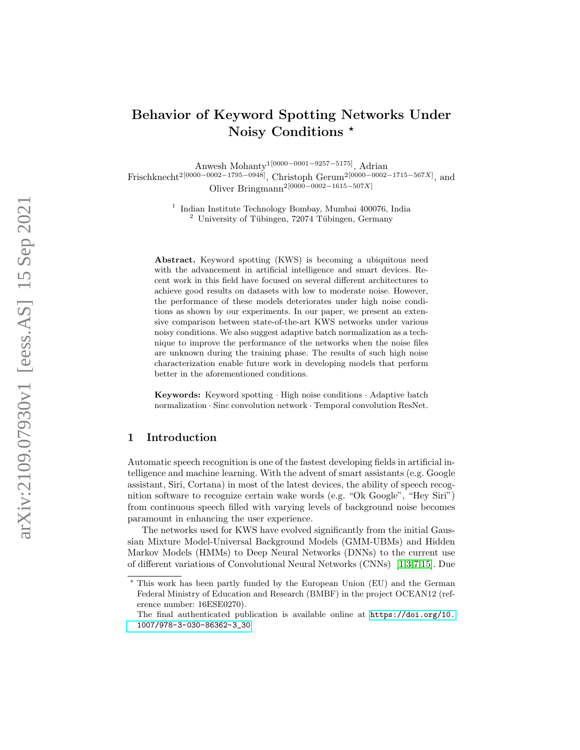# Behavior of Keyword Spotting Networks Under Noisy Conditions *

Anwesh Mohanty[1[0000−0001−9257−5175]], Adrian Frischknecht[2[0000−0002−1795−0948]], Christoph Gerum[2[0000−0002−1715−567X]], and Oliver Bringmann[2[0000−0002−1615−507X]]

[1] Indian Institute Technology Bombay, Mumbai 400076, India
[2] University of Tübingen, 72074 Tübingen, Germany

**Abstract.** Keyword spotting (KWS) is becoming a ubiquitous need with the advancement in artificial intelligence and smart devices. Recent work in this field have focused on several different architectures to achieve good results on datasets with low to moderate noise. However, the performance of these models deteriorates under high noise conditions as shown by our experiments. In our paper, we present an extensive comparison between state-of-the-art KWS networks under various noisy conditions. We also suggest adaptive batch normalization as a technique to improve the performance of the networks when the noise files are unknown during the training phase. The results of such high noise characterization enable future work in developing models that perform better in the aforementioned conditions.

**Keywords:** Keyword spotting · High noise conditions · Adaptive batch normalization · Sinc convolution network · Temporal convolution ResNet.

## 1 Introduction

Automatic speech recognition is one of the fastest developing fields in artificial intelligence and machine learning. With the advent of smart assistants (e.g. Google assistant, Siri, Cortana) in most of the latest devices, the ability of speech recognition software to recognize certain wake words (e.g. "Ok Google", "Hey Siri") from continuous speech filled with varying levels of background noise becomes paramount in enhancing the user experience.

The networks used for KWS have evolved significantly from the initial Gaussian Mixture Model-Universal Background Models (GMM-UBMs) and Hidden Markov Models (HMMs) to Deep Neural Networks (DNNs) to the current use of different variations of Convolutional Neural Networks (CNNs) [1,3,7,15]. Due

* This work has been partly funded by the European Union (EU) and the German Federal Ministry of Education and Research (BMBF) in the project OCEAN12 (reference number: 16ESE0270).
The final authenticated publication is available online at https://doi.org/10.1007/978-3-030-86362-3_30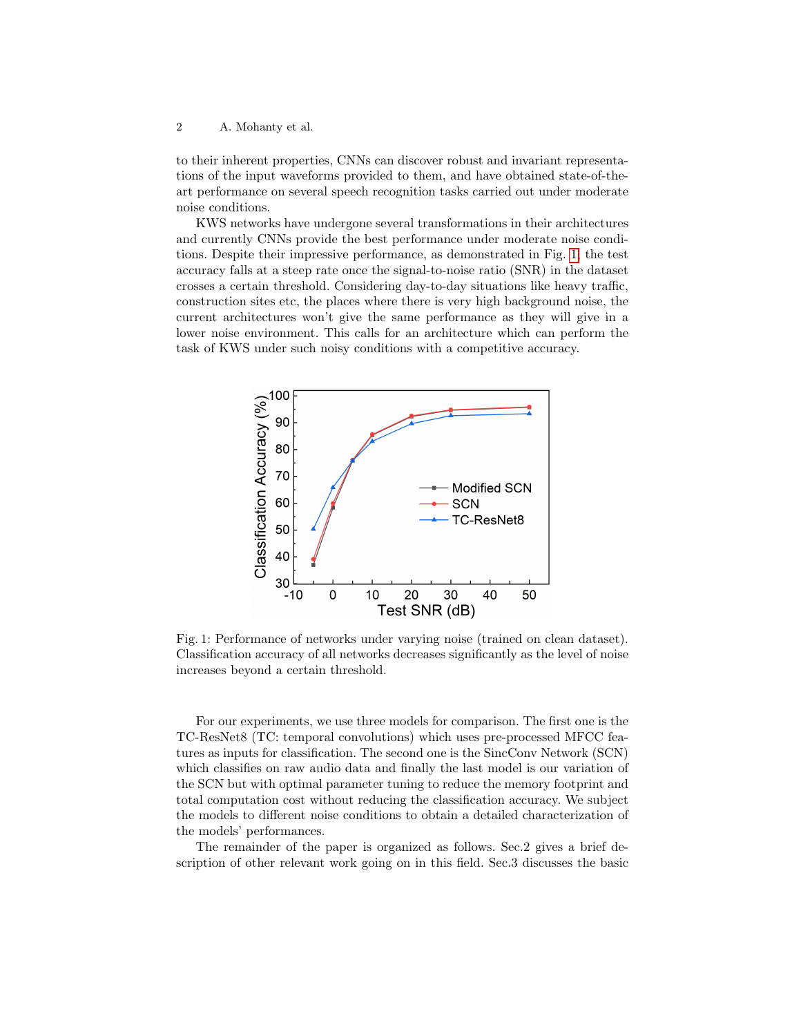to their inherent properties, CNNs can discover robust and invariant representations of the input waveforms provided to them, and have obtained state-of-the-art performance on several speech recognition tasks carried out under moderate noise conditions.

KWS networks have undergone several transformations in their architectures and currently CNNs provide the best performance under moderate noise conditions. Despite their impressive performance, as demonstrated in Fig. 1, the test accuracy falls at a steep rate once the signal-to-noise ratio (SNR) in the dataset crosses a certain threshold. Considering day-to-day situations like heavy traffic, construction sites etc, the places where there is very high background noise, the current architectures won't give the same performance as they will give in a lower noise environment. This calls for an architecture which can perform the task of KWS under such noisy conditions with a competitive accuracy.

Fig. 1: Performance of networks under varying noise (trained on clean dataset). Classification accuracy of all networks decreases significantly as the level of noise increases beyond a certain threshold.

For our experiments, we use three models for comparison. The first one is the TC-ResNet8 (TC: temporal convolutions) which uses pre-processed MFCC features as inputs for classification. The second one is the SincConv Network (SCN) which classifies on raw audio data and finally the last model is our variation of the SCN but with optimal parameter tuning to reduce the memory footprint and total computation cost without reducing the classification accuracy. We subject the models to different noise conditions to obtain a detailed characterization of the models' performances.

The remainder of the paper is organized as follows. Sec.2 gives a brief description of other relevant work going on in this field. Sec.3 discusses the basic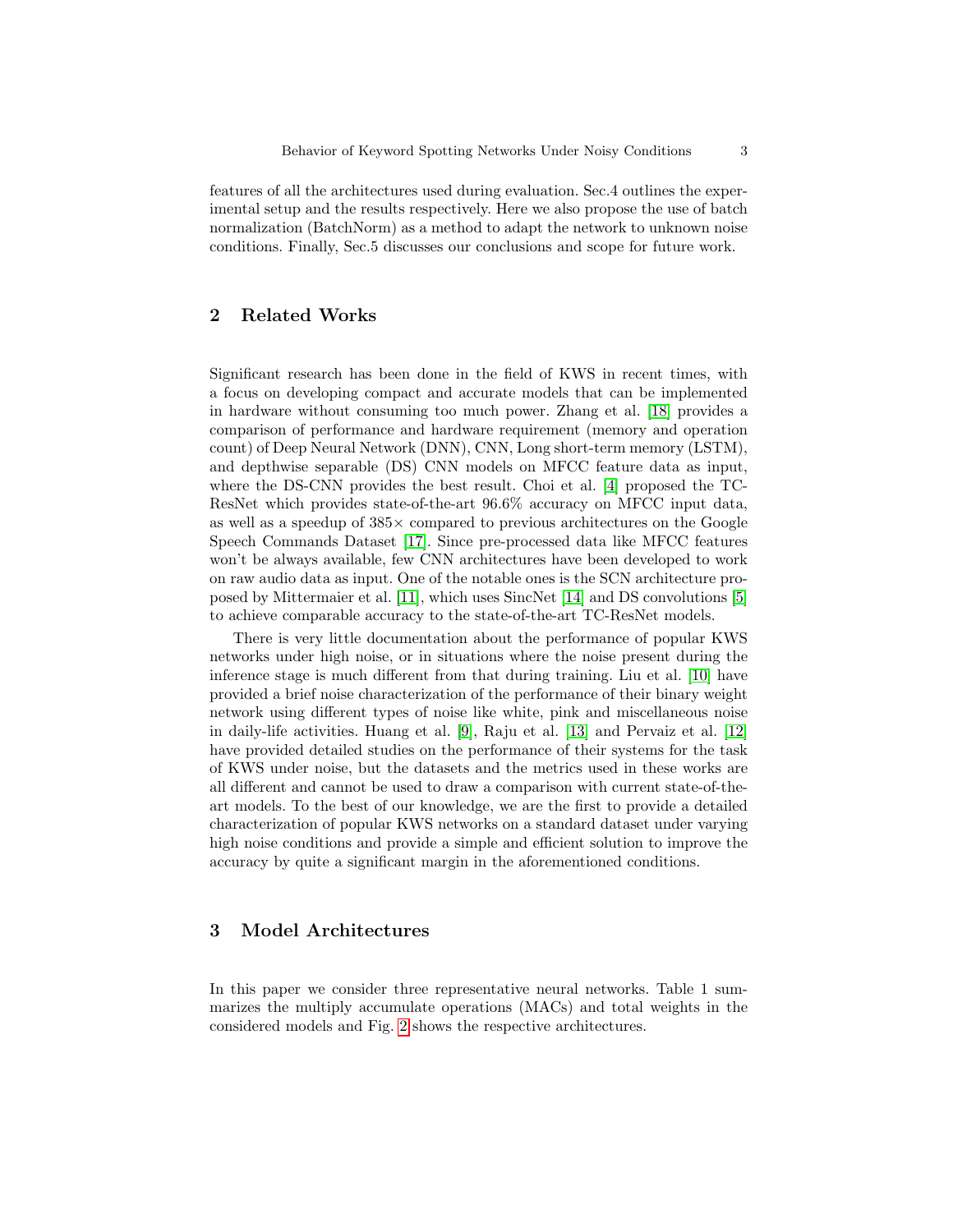features of all the architectures used during evaluation. Sec.4 outlines the experimental setup and the results respectively. Here we also propose the use of batch normalization (BatchNorm) as a method to adapt the network to unknown noise conditions. Finally, Sec.5 discusses our conclusions and scope for future work.

## 2 Related Works

Significant research has been done in the field of KWS in recent times, with a focus on developing compact and accurate models that can be implemented in hardware without consuming too much power. Zhang et al. [18] provides a comparison of performance and hardware requirement (memory and operation count) of Deep Neural Network (DNN), CNN, Long short-term memory (LSTM), and depthwise separable (DS) CNN models on MFCC feature data as input, where the DS-CNN provides the best result. Choi et al. [4] proposed the TC-ResNet which provides state-of-the-art 96.6% accuracy on MFCC input data, as well as a speedup of 385× compared to previous architectures on the Google Speech Commands Dataset [17]. Since pre-processed data like MFCC features won't be always available, few CNN architectures have been developed to work on raw audio data as input. One of the notable ones is the SCN architecture proposed by Mittermaier et al. [11], which uses SincNet [14] and DS convolutions [5] to achieve comparable accuracy to the state-of-the-art TC-ResNet models.

There is very little documentation about the performance of popular KWS networks under high noise, or in situations where the noise present during the inference stage is much different from that during training. Liu et al. [10] have provided a brief noise characterization of the performance of their binary weight network using different types of noise like white, pink and miscellaneous noise in daily-life activities. Huang et al. [9], Raju et al. [13] and Pervaiz et al. [12] have provided detailed studies on the performance of their systems for the task of KWS under noise, but the datasets and the metrics used in these works are all different and cannot be used to draw a comparison with current state-of-the-art models. To the best of our knowledge, we are the first to provide a detailed characterization of popular KWS networks on a standard dataset under varying high noise conditions and provide a simple and efficient solution to improve the accuracy by quite a significant margin in the aforementioned conditions.

## 3 Model Architectures

In this paper we consider three representative neural networks. Table 1 summarizes the multiply accumulate operations (MACs) and total weights in the considered models and Fig. 2 shows the respective architectures.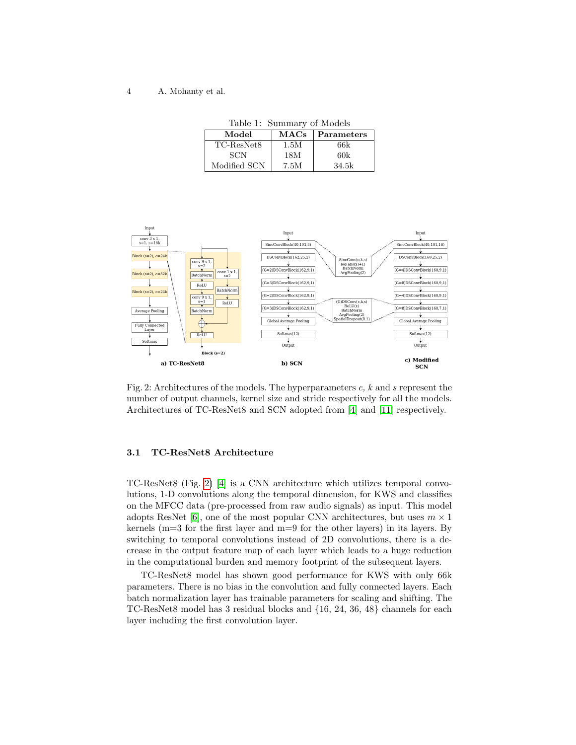Table 1: Summary of Models

| Model | MACs | Parameters |
|---|---|---|
| TC-ResNet8 | 1.5M | 66k |
| SCN | 18M | 60k |
| Modified SCN | 7.5M | 34.5k |

Fig. 2: Architectures of the models. The hyperparameters *c*, *k* and *s* represent the number of output channels, kernel size and stride respectively for all the models. Architectures of TC-ResNet8 and SCN adopted from [4] and [11] respectively.

### 3.1 TC-ResNet8 Architecture

TC-ResNet8 (Fig. 2) [4] is a CNN architecture which utilizes temporal convolutions, 1-D convolutions along the temporal dimension, for KWS and classifies on the MFCC data (pre-processed from raw audio signals) as input. This model adopts ResNet [6], one of the most popular CNN architectures, but uses $m \times 1$ kernels (m=3 for the first layer and m=9 for the other layers) in its layers. By switching to temporal convolutions instead of 2D convolutions, there is a decrease in the output feature map of each layer which leads to a huge reduction in the computational burden and memory footprint of the subsequent layers.

TC-ResNet8 model has shown good performance for KWS with only 66k parameters. There is no bias in the convolution and fully connected layers. Each batch normalization layer has trainable parameters for scaling and shifting. The TC-ResNet8 model has 3 residual blocks and {16, 24, 36, 48} channels for each layer including the first convolution layer.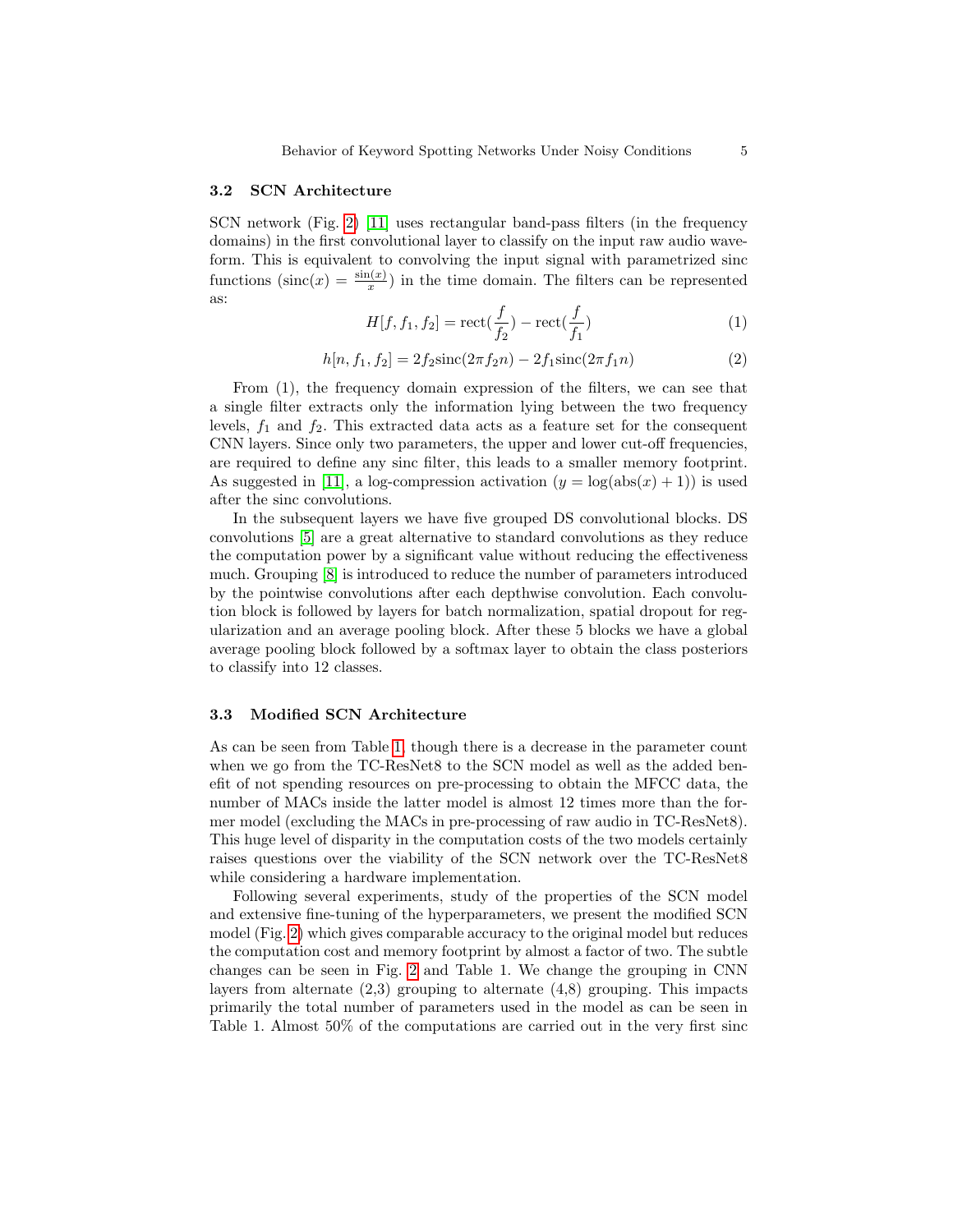### 3.2 SCN Architecture

SCN network (Fig. 2) [11] uses rectangular band-pass filters (in the frequency domains) in the first convolutional layer to classify on the input raw audio waveform. This is equivalent to convolving the input signal with parametrized sinc functions ($\text{sinc}(x) = \frac{\sin(x)}{x}$) in the time domain. The filters can be represented as:

$$H[f, f_1, f_2] = \text{rect}(\frac{f}{f_2}) - \text{rect}(\frac{f}{f_1}) \tag{1}$$

$$h[n, f_1, f_2] = 2f_2\text{sinc}(2\pi f_2 n) - 2f_1\text{sinc}(2\pi f_1 n) \tag{2}$$

From (1), the frequency domain expression of the filters, we can see that a single filter extracts only the information lying between the two frequency levels, $f_1$ and $f_2$. This extracted data acts as a feature set for the consequent CNN layers. Since only two parameters, the upper and lower cut-off frequencies, are required to define any sinc filter, this leads to a smaller memory footprint. As suggested in [11], a log-compression activation ($y = \log(\text{abs}(x) + 1)$) is used after the sinc convolutions.

In the subsequent layers we have five grouped DS convolutional blocks. DS convolutions [5] are a great alternative to standard convolutions as they reduce the computation power by a significant value without reducing the effectiveness much. Grouping [8] is introduced to reduce the number of parameters introduced by the pointwise convolutions after each depthwise convolution. Each convolution block is followed by layers for batch normalization, spatial dropout for regularization and an average pooling block. After these 5 blocks we have a global average pooling block followed by a softmax layer to obtain the class posteriors to classify into 12 classes.

### 3.3 Modified SCN Architecture

As can be seen from Table 1, though there is a decrease in the parameter count when we go from the TC-ResNet8 to the SCN model as well as the added benefit of not spending resources on pre-processing to obtain the MFCC data, the number of MACs inside the latter model is almost 12 times more than the former model (excluding the MACs in pre-processing of raw audio in TC-ResNet8). This huge level of disparity in the computation costs of the two models certainly raises questions over the viability of the SCN network over the TC-ResNet8 while considering a hardware implementation.

Following several experiments, study of the properties of the SCN model and extensive fine-tuning of the hyperparameters, we present the modified SCN model (Fig. 2) which gives comparable accuracy to the original model but reduces the computation cost and memory footprint by almost a factor of two. The subtle changes can be seen in Fig. 2 and Table 1. We change the grouping in CNN layers from alternate (2,3) grouping to alternate (4,8) grouping. This impacts primarily the total number of parameters used in the model as can be seen in Table 1. Almost 50% of the computations are carried out in the very first sinc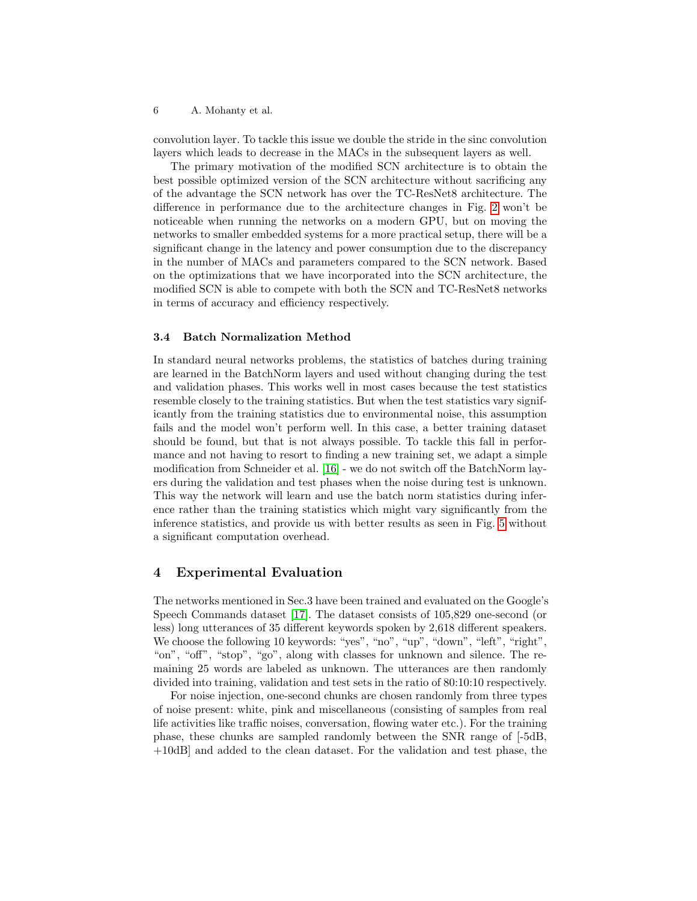convolution layer. To tackle this issue we double the stride in the sinc convolution layers which leads to decrease in the MACs in the subsequent layers as well.

The primary motivation of the modified SCN architecture is to obtain the best possible optimized version of the SCN architecture without sacrificing any of the advantage the SCN network has over the TC-ResNet8 architecture. The difference in performance due to the architecture changes in Fig. 2 won't be noticeable when running the networks on a modern GPU, but on moving the networks to smaller embedded systems for a more practical setup, there will be a significant change in the latency and power consumption due to the discrepancy in the number of MACs and parameters compared to the SCN network. Based on the optimizations that we have incorporated into the SCN architecture, the modified SCN is able to compete with both the SCN and TC-ResNet8 networks in terms of accuracy and efficiency respectively.

### 3.4 Batch Normalization Method

In standard neural networks problems, the statistics of batches during training are learned in the BatchNorm layers and used without changing during the test and validation phases. This works well in most cases because the test statistics resemble closely to the training statistics. But when the test statistics vary significantly from the training statistics due to environmental noise, this assumption fails and the model won't perform well. In this case, a better training dataset should be found, but that is not always possible. To tackle this fall in performance and not having to resort to finding a new training set, we adapt a simple modification from Schneider et al. [16] - we do not switch off the BatchNorm layers during the validation and test phases when the noise during test is unknown. This way the network will learn and use the batch norm statistics during inference rather than the training statistics which might vary significantly from the inference statistics, and provide us with better results as seen in Fig. 5 without a significant computation overhead.

## 4 Experimental Evaluation

The networks mentioned in Sec.3 have been trained and evaluated on the Google's Speech Commands dataset [17]. The dataset consists of 105,829 one-second (or less) long utterances of 35 different keywords spoken by 2,618 different speakers. We choose the following 10 keywords: "yes", "no", "up", "down", "left", "right", "on", "off", "stop", "go", along with classes for unknown and silence. The remaining 25 words are labeled as unknown. The utterances are then randomly divided into training, validation and test sets in the ratio of 80:10:10 respectively.

For noise injection, one-second chunks are chosen randomly from three types of noise present: white, pink and miscellaneous (consisting of samples from real life activities like traffic noises, conversation, flowing water etc.). For the training phase, these chunks are sampled randomly between the SNR range of [-5dB, +10dB] and added to the clean dataset. For the validation and test phase, the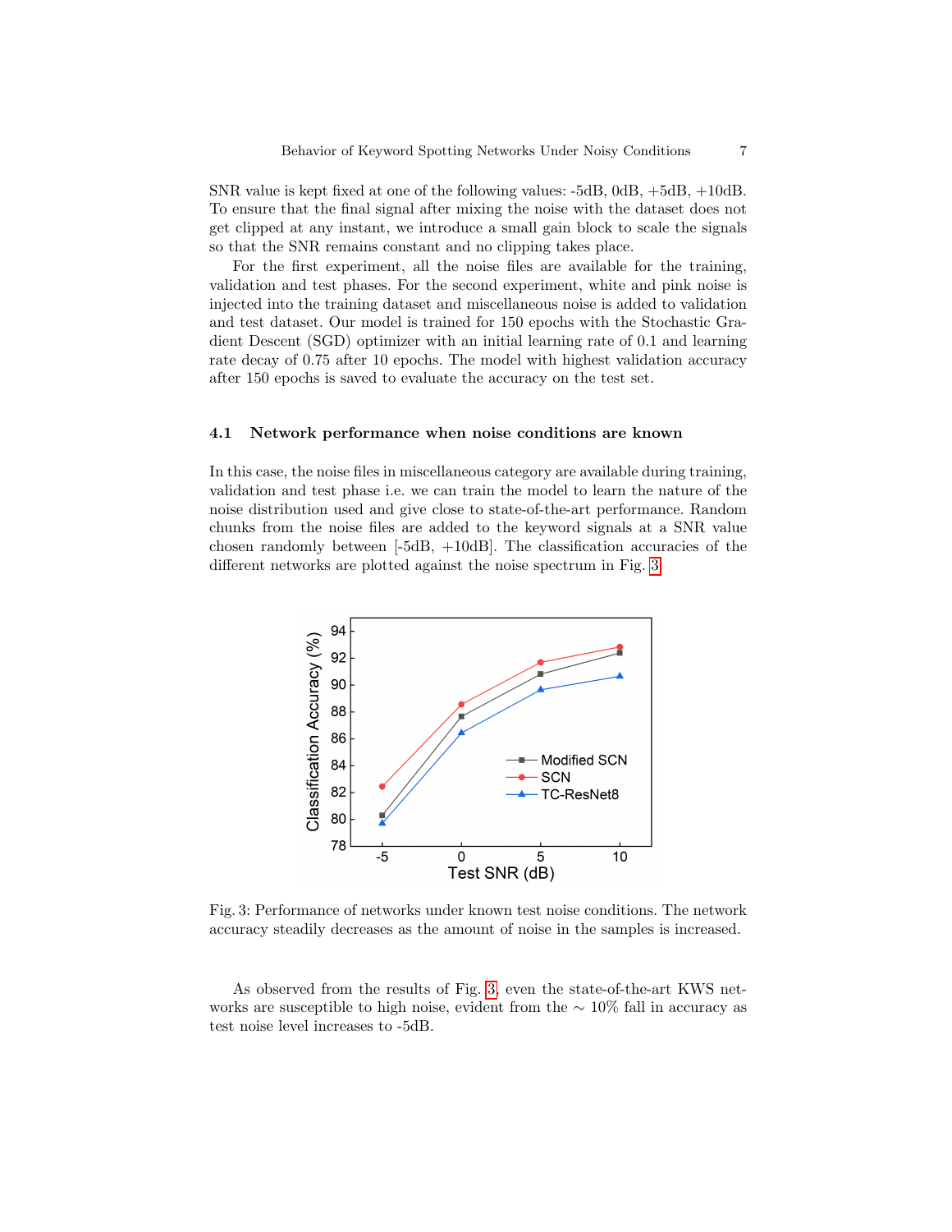SNR value is kept fixed at one of the following values: -5dB, 0dB, +5dB, +10dB. To ensure that the final signal after mixing the noise with the dataset does not get clipped at any instant, we introduce a small gain block to scale the signals so that the SNR remains constant and no clipping takes place.

For the first experiment, all the noise files are available for the training, validation and test phases. For the second experiment, white and pink noise is injected into the training dataset and miscellaneous noise is added to validation and test dataset. Our model is trained for 150 epochs with the Stochastic Gradient Descent (SGD) optimizer with an initial learning rate of 0.1 and learning rate decay of 0.75 after 10 epochs. The model with highest validation accuracy after 150 epochs is saved to evaluate the accuracy on the test set.

### 4.1 Network performance when noise conditions are known

In this case, the noise files in miscellaneous category are available during training, validation and test phase i.e. we can train the model to learn the nature of the noise distribution used and give close to state-of-the-art performance. Random chunks from the noise files are added to the keyword signals at a SNR value chosen randomly between [-5dB, +10dB]. The classification accuracies of the different networks are plotted against the noise spectrum in Fig. 3.

Fig. 3: Performance of networks under known test noise conditions. The network accuracy steadily decreases as the amount of noise in the samples is increased.

As observed from the results of Fig. 3, even the state-of-the-art KWS networks are susceptible to high noise, evident from the $\sim$ 10% fall in accuracy as test noise level increases to -5dB.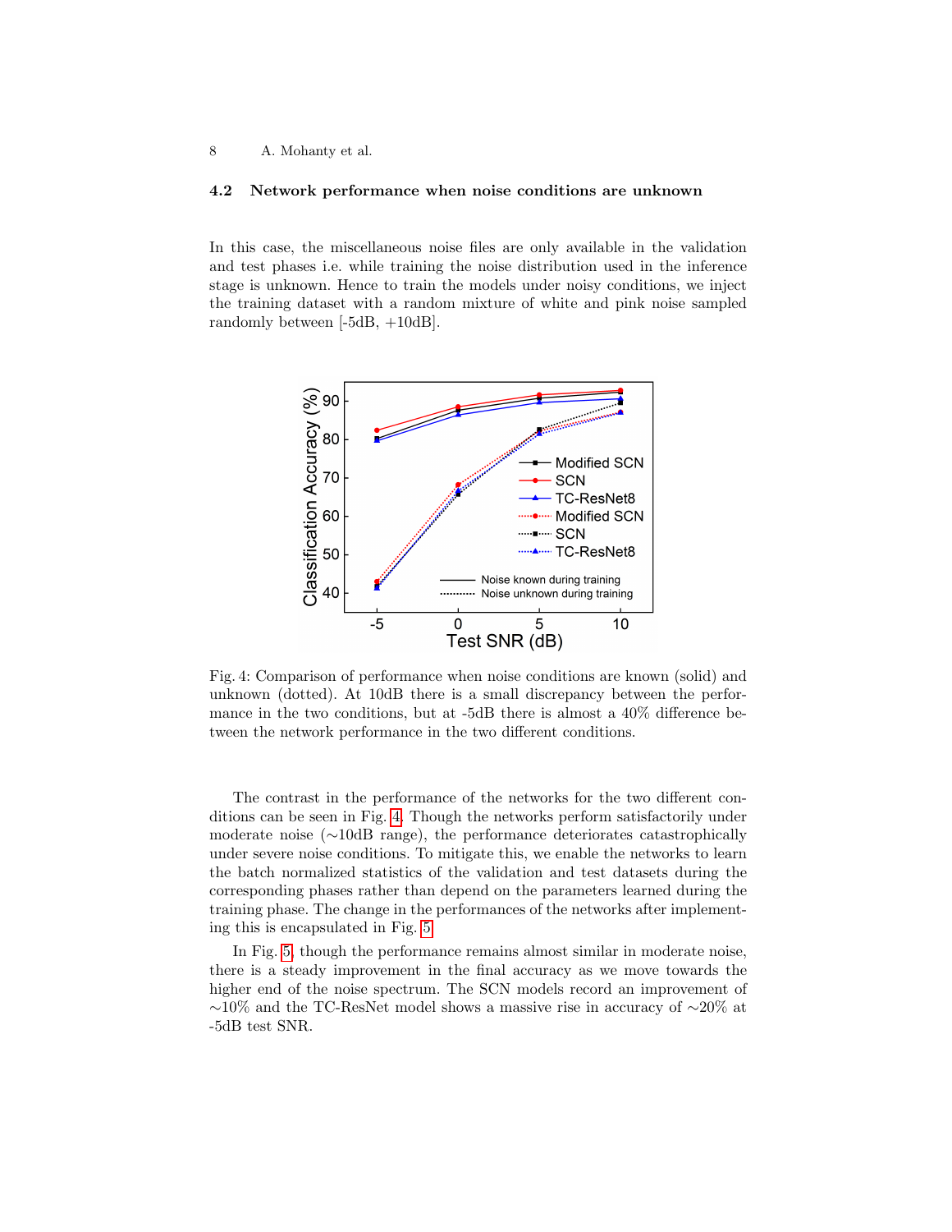### 4.2 Network performance when noise conditions are unknown

In this case, the miscellaneous noise files are only available in the validation and test phases i.e. while training the noise distribution used in the inference stage is unknown. Hence to train the models under noisy conditions, we inject the training dataset with a random mixture of white and pink noise sampled randomly between [-5dB, +10dB].

Fig. 4: Comparison of performance when noise conditions are known (solid) and unknown (dotted). At 10dB there is a small discrepancy between the performance in the two conditions, but at -5dB there is almost a 40% difference between the network performance in the two different conditions.

The contrast in the performance of the networks for the two different conditions can be seen in Fig. 4. Though the networks perform satisfactorily under moderate noise (∼10dB range), the performance deteriorates catastrophically under severe noise conditions. To mitigate this, we enable the networks to learn the batch normalized statistics of the validation and test datasets during the corresponding phases rather than depend on the parameters learned during the training phase. The change in the performances of the networks after implementing this is encapsulated in Fig. 5.

In Fig. 5, though the performance remains almost similar in moderate noise, there is a steady improvement in the final accuracy as we move towards the higher end of the noise spectrum. The SCN models record an improvement of ∼10% and the TC-ResNet model shows a massive rise in accuracy of ∼20% at -5dB test SNR.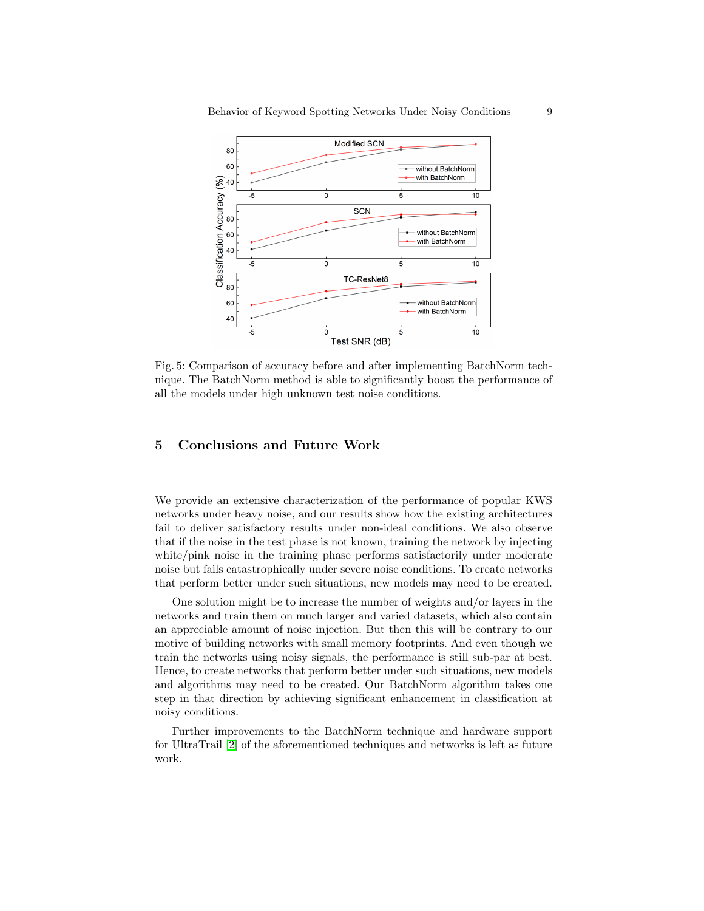Fig. 5: Comparison of accuracy before and after implementing BatchNorm technique. The BatchNorm method is able to significantly boost the performance of all the models under high unknown test noise conditions.

## 5 Conclusions and Future Work

We provide an extensive characterization of the performance of popular KWS networks under heavy noise, and our results show how the existing architectures fail to deliver satisfactory results under non-ideal conditions. We also observe that if the noise in the test phase is not known, training the network by injecting white/pink noise in the training phase performs satisfactorily under moderate noise but fails catastrophically under severe noise conditions. To create networks that perform better under such situations, new models may need to be created.

One solution might be to increase the number of weights and/or layers in the networks and train them on much larger and varied datasets, which also contain an appreciable amount of noise injection. But then this will be contrary to our motive of building networks with small memory footprints. And even though we train the networks using noisy signals, the performance is still sub-par at best. Hence, to create networks that perform better under such situations, new models and algorithms may need to be created. Our BatchNorm algorithm takes one step in that direction by achieving significant enhancement in classification at noisy conditions.

Further improvements to the BatchNorm technique and hardware support for UltraTrail [2] of the aforementioned techniques and networks is left as future work.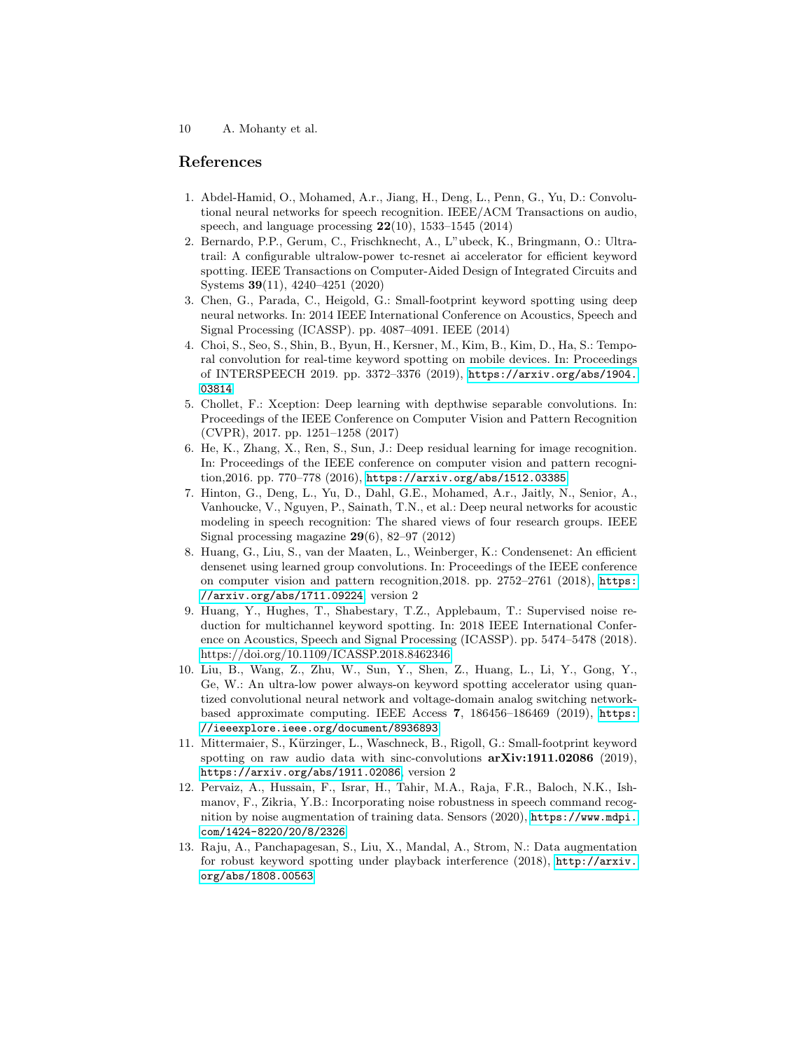## References

1. Abdel-Hamid, O., Mohamed, A.r., Jiang, H., Deng, L., Penn, G., Yu, D.: Convolutional neural networks for speech recognition. IEEE/ACM Transactions on audio, speech, and language processing **22**(10), 1533–1545 (2014)
2. Bernardo, P.P., Gerum, C., Frischknecht, A., L"ubeck, K., Bringmann, O.: Ultratrail: A configurable ultralow-power tc-resnet ai accelerator for efficient keyword spotting. IEEE Transactions on Computer-Aided Design of Integrated Circuits and Systems **39**(11), 4240–4251 (2020)
3. Chen, G., Parada, C., Heigold, G.: Small-footprint keyword spotting using deep neural networks. In: 2014 IEEE International Conference on Acoustics, Speech and Signal Processing (ICASSP). pp. 4087–4091. IEEE (2014)
4. Choi, S., Seo, S., Shin, B., Byun, H., Kersner, M., Kim, B., Kim, D., Ha, S.: Temporal convolution for real-time keyword spotting on mobile devices. In: Proceedings of INTERSPEECH 2019. pp. 3372–3376 (2019), https://arxiv.org/abs/1904.03814
5. Chollet, F.: Xception: Deep learning with depthwise separable convolutions. In: Proceedings of the IEEE Conference on Computer Vision and Pattern Recognition (CVPR), 2017. pp. 1251–1258 (2017)
6. He, K., Zhang, X., Ren, S., Sun, J.: Deep residual learning for image recognition. In: Proceedings of the IEEE conference on computer vision and pattern recognition,2016. pp. 770–778 (2016), https://arxiv.org/abs/1512.03385
7. Hinton, G., Deng, L., Yu, D., Dahl, G.E., Mohamed, A.r., Jaitly, N., Senior, A., Vanhoucke, V., Nguyen, P., Sainath, T.N., et al.: Deep neural networks for acoustic modeling in speech recognition: The shared views of four research groups. IEEE Signal processing magazine **29**(6), 82–97 (2012)
8. Huang, G., Liu, S., van der Maaten, L., Weinberger, K.: Condensenet: An efficient densenet using learned group convolutions. In: Proceedings of the IEEE conference on computer vision and pattern recognition,2018. pp. 2752–2761 (2018), https://arxiv.org/abs/1711.09224, version 2
9. Huang, Y., Hughes, T., Shabestary, T.Z., Applebaum, T.: Supervised noise reduction for multichannel keyword spotting. In: 2018 IEEE International Conference on Acoustics, Speech and Signal Processing (ICASSP). pp. 5474–5478 (2018). https://doi.org/10.1109/ICASSP.2018.8462346
10. Liu, B., Wang, Z., Zhu, W., Sun, Y., Shen, Z., Huang, L., Li, Y., Gong, Y., Ge, W.: An ultra-low power always-on keyword spotting accelerator using quantized convolutional neural network and voltage-domain analog switching network-based approximate computing. IEEE Access **7**, 186456–186469 (2019), https://ieeexplore.ieee.org/document/8936893
11. Mittermaier, S., Kürzinger, L., Waschneck, B., Rigoll, G.: Small-footprint keyword spotting on raw audio data with sinc-convolutions **arXiv:1911.02086** (2019), https://arxiv.org/abs/1911.02086, version 2
12. Pervaiz, A., Hussain, F., Israr, H., Tahir, M.A., Raja, F.R., Baloch, N.K., Ishmanov, F., Zikria, Y.B.: Incorporating noise robustness in speech command recognition by noise augmentation of training data. Sensors (2020), https://www.mdpi.com/1424-8220/20/8/2326
13. Raju, A., Panchapagesan, S., Liu, X., Mandal, A., Strom, N.: Data augmentation for robust keyword spotting under playback interference (2018), http://arxiv.org/abs/1808.00563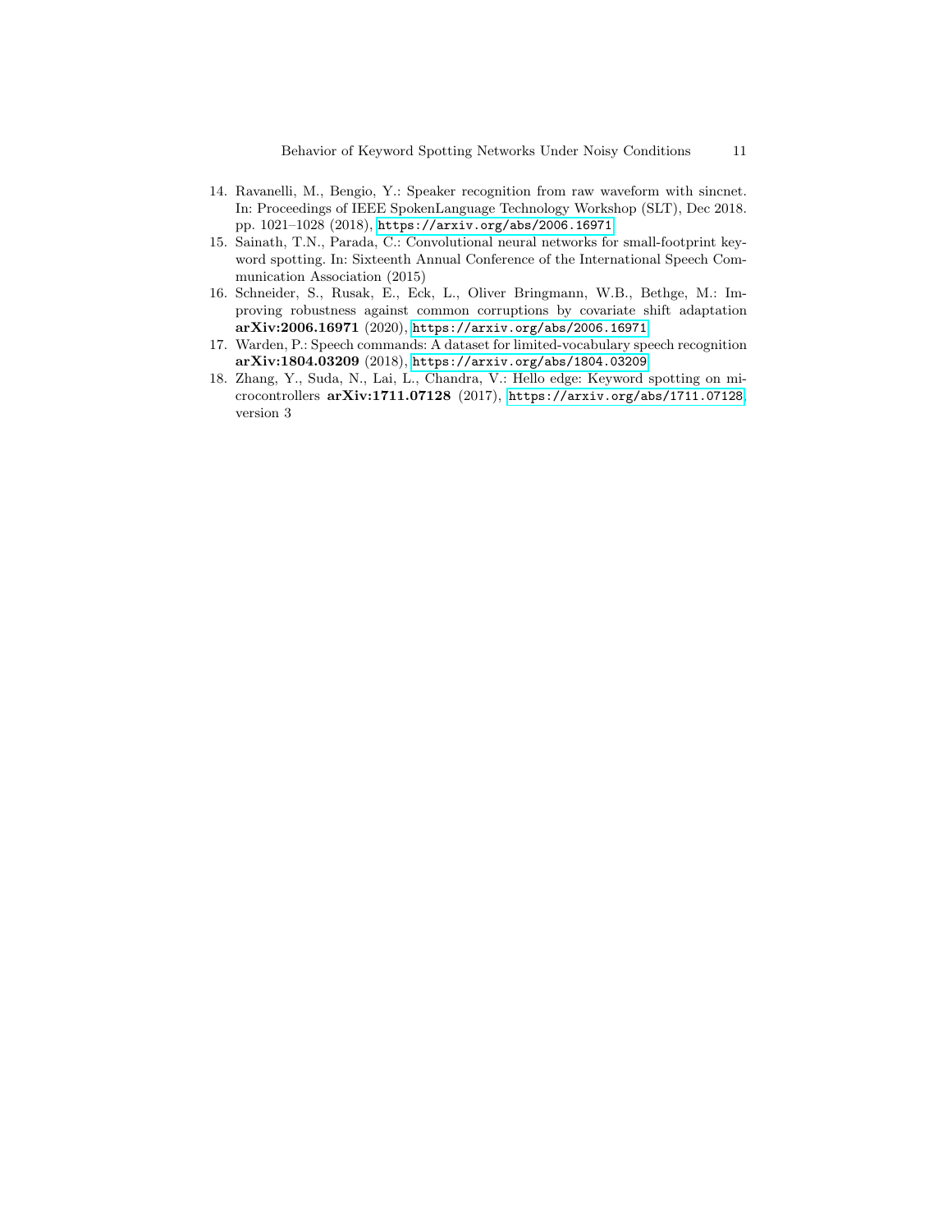14. Ravanelli, M., Bengio, Y.: Speaker recognition from raw waveform with sincnet. In: Proceedings of IEEE SpokenLanguage Technology Workshop (SLT), Dec 2018. pp. 1021–1028 (2018), https://arxiv.org/abs/2006.16971
15. Sainath, T.N., Parada, C.: Convolutional neural networks for small-footprint keyword spotting. In: Sixteenth Annual Conference of the International Speech Communication Association (2015)
16. Schneider, S., Rusak, E., Eck, L., Oliver Bringmann, W.B., Bethge, M.: Improving robustness against common corruptions by covariate shift adaptation **arXiv:2006.16971** (2020), https://arxiv.org/abs/2006.16971
17. Warden, P.: Speech commands: A dataset for limited-vocabulary speech recognition **arXiv:1804.03209** (2018), https://arxiv.org/abs/1804.03209
18. Zhang, Y., Suda, N., Lai, L., Chandra, V.: Hello edge: Keyword spotting on microcontrollers **arXiv:1711.07128** (2017), https://arxiv.org/abs/1711.07128, version 3